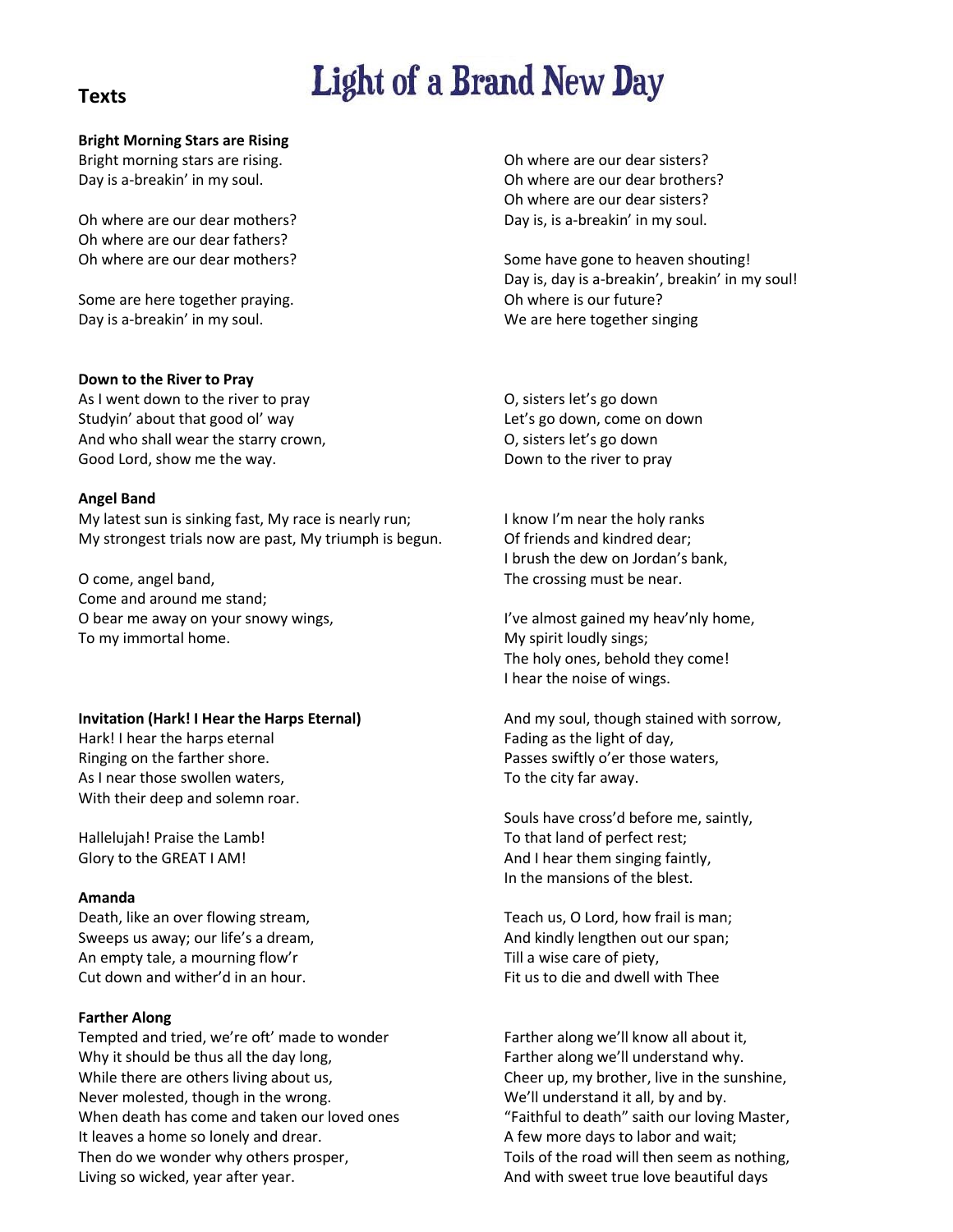# Light of a Brand New Day

## Texts

**Bright Morning Stars are Rising**

Bright morning stars are rising.
Day is a-breakin' in my soul.

Oh where are our dear mothers?
Oh where are our dear fathers?
Oh where are our dear mothers?

Some are here together praying.
Day is a-breakin' in my soul.

Oh where are our dear sisters?
Oh where are our dear brothers?
Oh where are our dear sisters?
Day is, is a-breakin' in my soul.

Some have gone to heaven shouting!
Day is, day is a-breakin', breakin' in my soul!
Oh where is our future?
We are here together singing

**Down to the River to Pray**

As I went down to the river to pray
Studyin' about that good ol' way
And who shall wear the starry crown,
Good Lord, show me the way.

O, sisters let's go down
Let's go down, come on down
O, sisters let's go down
Down to the river to pray

**Angel Band**

My latest sun is sinking fast, My race is nearly run;
My strongest trials now are past, My triumph is begun.

O come, angel band,
Come and around me stand;
O bear me away on your snowy wings,
To my immortal home.

I know I'm near the holy ranks
Of friends and kindred dear;
I brush the dew on Jordan's bank,
The crossing must be near.

I've almost gained my heav'nly home,
My spirit loudly sings;
The holy ones, behold they come!
I hear the noise of wings.

**Invitation (Hark! I Hear the Harps Eternal)**

Hark! I hear the harps eternal
Ringing on the farther shore.
As I near those swollen waters,
With their deep and solemn roar.

Hallelujah! Praise the Lamb!
Glory to the GREAT I AM!

And my soul, though stained with sorrow,
Fading as the light of day,
Passes swiftly o'er those waters,
To the city far away.

Souls have cross'd before me, saintly,
To that land of perfect rest;
And I hear them singing faintly,
In the mansions of the blest.

**Amanda**

Death, like an over flowing stream,
Sweeps us away; our life's a dream,
An empty tale, a mourning flow'r
Cut down and wither'd in an hour.

Teach us, O Lord, how frail is man;
And kindly lengthen out our span;
Till a wise care of piety,
Fit us to die and dwell with Thee

**Farther Along**

Tempted and tried, we're oft' made to wonder
Why it should be thus all the day long,
While there are others living about us,
Never molested, though in the wrong.
When death has come and taken our loved ones
It leaves a home so lonely and drear.
Then do we wonder why others prosper,
Living so wicked, year after year.

Farther along we'll know all about it,
Farther along we'll understand why.
Cheer up, my brother, live in the sunshine,
We'll understand it all, by and by.
"Faithful to death" saith our loving Master,
A few more days to labor and wait;
Toils of the road will then seem as nothing,
And with sweet true love beautiful days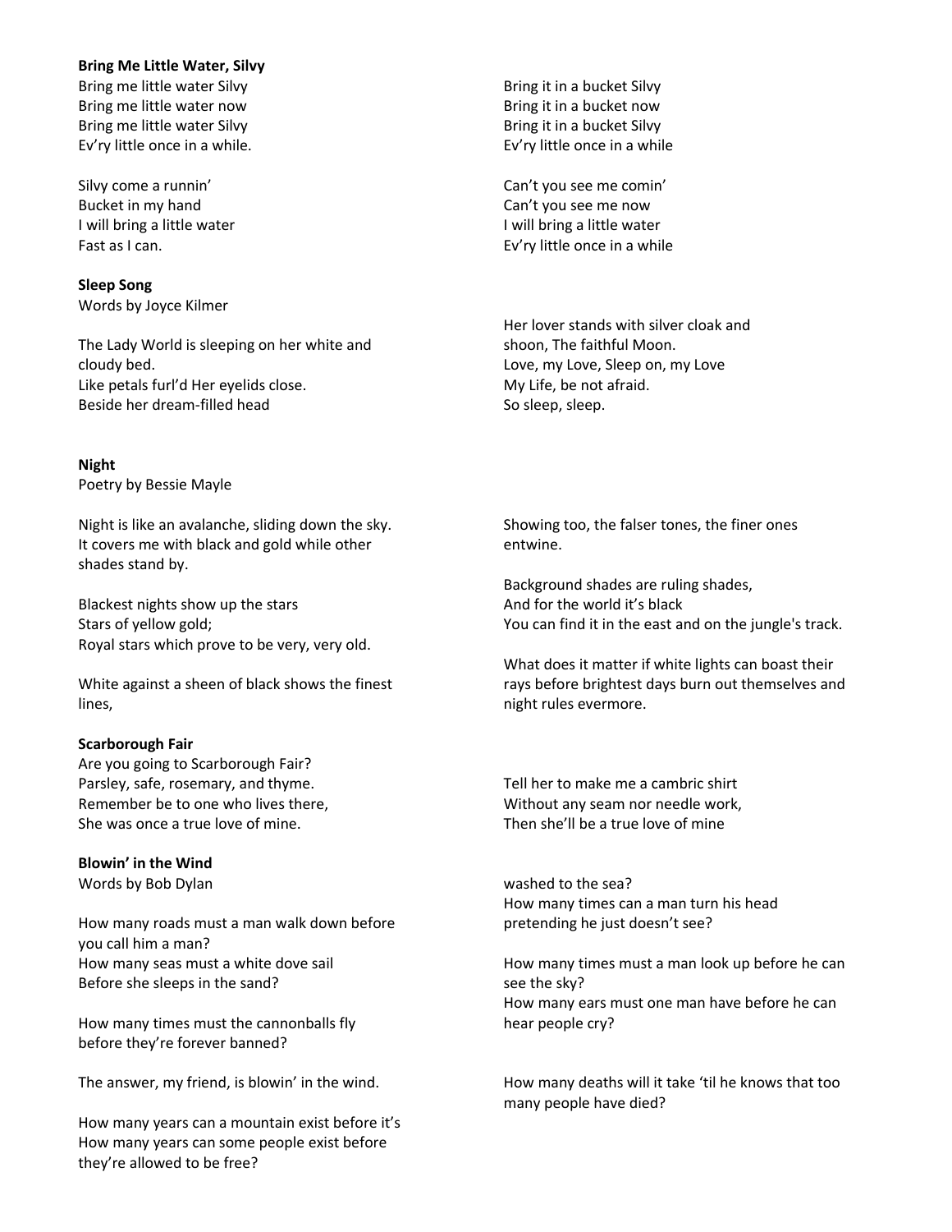**Bring Me Little Water, Silvy**

Bring me little water Silvy
Bring me little water now
Bring me little water Silvy
Ev'ry little once in a while.

Silvy come a runnin'
Bucket in my hand
I will bring a little water
Fast as I can.

Bring it in a bucket Silvy
Bring it in a bucket now
Bring it in a bucket Silvy
Ev'ry little once in a while

Can't you see me comin'
Can't you see me now
I will bring a little water
Ev'ry little once in a while

**Sleep Song**

Words by Joyce Kilmer

The Lady World is sleeping on her white and cloudy bed.
Like petals furl'd Her eyelids close.
Beside her dream-filled head

Her lover stands with silver cloak and shoon, The faithful Moon.
Love, my Love, Sleep on, my Love
My Life, be not afraid.
So sleep, sleep.

**Night**

Poetry by Bessie Mayle

Night is like an avalanche, sliding down the sky.
It covers me with black and gold while other shades stand by.

Blackest nights show up the stars
Stars of yellow gold;
Royal stars which prove to be very, very old.

White against a sheen of black shows the finest lines,

Showing too, the falser tones, the finer ones entwine.

Background shades are ruling shades,
And for the world it's black
You can find it in the east and on the jungle's track.

What does it matter if white lights can boast their rays before brightest days burn out themselves and night rules evermore.

**Scarborough Fair**

Are you going to Scarborough Fair?
Parsley, safe, rosemary, and thyme.
Remember be to one who lives there,
She was once a true love of mine.

Tell her to make me a cambric shirt
Without any seam nor needle work,
Then she'll be a true love of mine

**Blowin' in the Wind**

Words by Bob Dylan

How many roads must a man walk down before you call him a man?
How many seas must a white dove sail
Before she sleeps in the sand?

How many times must the cannonballs fly
before they're forever banned?

The answer, my friend, is blowin' in the wind.

How many years can a mountain exist before it's
How many years can some people exist before they're allowed to be free?

washed to the sea?
How many times can a man turn his head
pretending he just doesn't see?

How many times must a man look up before he can see the sky?
How many ears must one man have before he can hear people cry?

How many deaths will it take 'til he knows that too many people have died?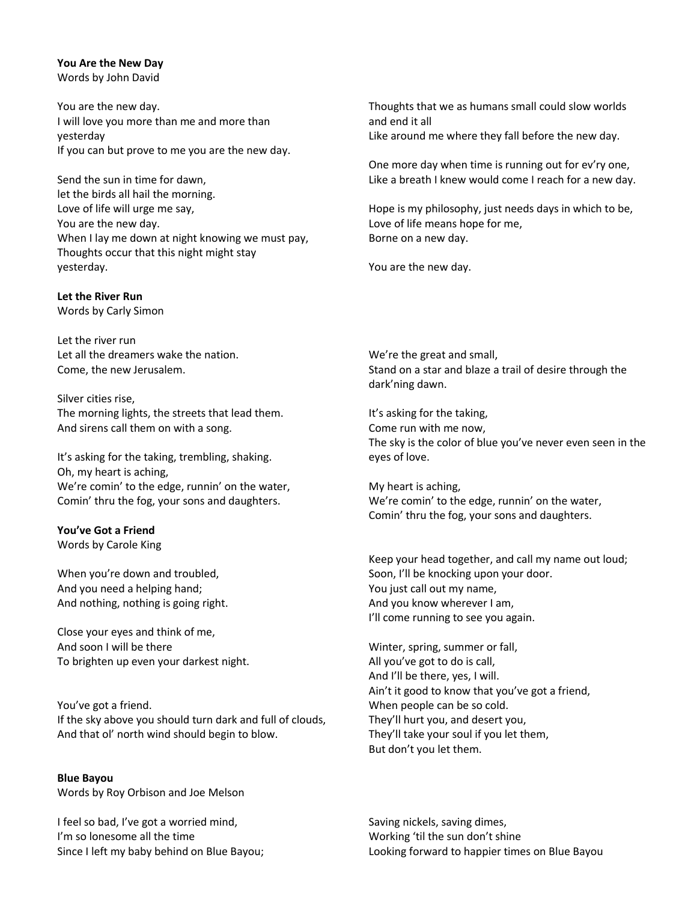**You Are the New Day**
Words by John David

You are the new day.
I will love you more than me and more than yesterday
If you can but prove to me you are the new day.

Send the sun in time for dawn,
let the birds all hail the morning.
Love of life will urge me say,
You are the new day.
When I lay me down at night knowing we must pay,
Thoughts occur that this night might stay yesterday.

Thoughts that we as humans small could slow worlds and end it all
Like around me where they fall before the new day.

One more day when time is running out for ev'ry one,
Like a breath I knew would come I reach for a new day.

Hope is my philosophy, just needs days in which to be,
Love of life means hope for me,
Borne on a new day.

You are the new day.

**Let the River Run**
Words by Carly Simon

Let the river run
Let all the dreamers wake the nation.
Come, the new Jerusalem.

Silver cities rise,
The morning lights, the streets that lead them.
And sirens call them on with a song.

It's asking for the taking, trembling, shaking.
Oh, my heart is aching,
We're comin' to the edge, runnin' on the water,
Comin' thru the fog, your sons and daughters.

We're the great and small,
Stand on a star and blaze a trail of desire through the dark'ning dawn.

It's asking for the taking,
Come run with me now,
The sky is the color of blue you've never even seen in the eyes of love.

My heart is aching,
We're comin' to the edge, runnin' on the water,
Comin' thru the fog, your sons and daughters.

**You've Got a Friend**
Words by Carole King

When you're down and troubled,
And you need a helping hand;
And nothing, nothing is going right.

Close your eyes and think of me,
And soon I will be there
To brighten up even your darkest night.

You've got a friend.
If the sky above you should turn dark and full of clouds,
And that ol' north wind should begin to blow.

Keep your head together, and call my name out loud;
Soon, I'll be knocking upon your door.
You just call out my name,
And you know wherever I am,
I'll come running to see you again.

Winter, spring, summer or fall,
All you've got to do is call,
And I'll be there, yes, I will.
Ain't it good to know that you've got a friend,
When people can be so cold.
They'll hurt you, and desert you,
They'll take your soul if you let them,
But don't you let them.

**Blue Bayou**
Words by Roy Orbison and Joe Melson

I feel so bad, I've got a worried mind,
I'm so lonesome all the time
Since I left my baby behind on Blue Bayou;

Saving nickels, saving dimes,
Working 'til the sun don't shine
Looking forward to happier times on Blue Bayou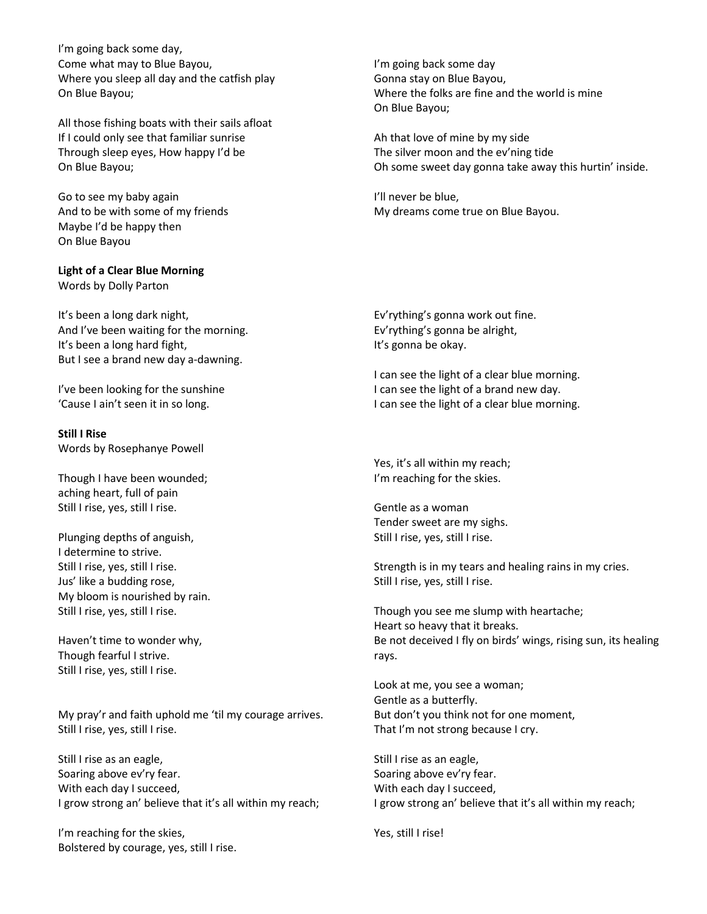I'm going back some day,
Come what may to Blue Bayou,
Where you sleep all day and the catfish play
On Blue Bayou;

All those fishing boats with their sails afloat
If I could only see that familiar sunrise
Through sleep eyes, How happy I'd be
On Blue Bayou;

Go to see my baby again
And to be with some of my friends
Maybe I'd be happy then
On Blue Bayou

I'm going back some day
Gonna stay on Blue Bayou,
Where the folks are fine and the world is mine
On Blue Bayou;

Ah that love of mine by my side
The silver moon and the ev'ning tide
Oh some sweet day gonna take away this hurtin' inside.

I'll never be blue,
My dreams come true on Blue Bayou.

**Light of a Clear Blue Morning**
Words by Dolly Parton

It's been a long dark night,
And I've been waiting for the morning.
It's been a long hard fight,
But I see a brand new day a-dawning.

I've been looking for the sunshine
'Cause I ain't seen it in so long.

Ev'rything's gonna work out fine.
Ev'rything's gonna be alright,
It's gonna be okay.

I can see the light of a clear blue morning.
I can see the light of a brand new day.
I can see the light of a clear blue morning.

**Still I Rise**
Words by Rosephanye Powell

Though I have been wounded;
aching heart, full of pain
Still I rise, yes, still I rise.

Plunging depths of anguish,
I determine to strive.
Still I rise, yes, still I rise.
Jus' like a budding rose,
My bloom is nourished by rain.
Still I rise, yes, still I rise.

Haven't time to wonder why,
Though fearful I strive.
Still I rise, yes, still I rise.

My pray'r and faith uphold me 'til my courage arrives.
Still I rise, yes, still I rise.

Still I rise as an eagle,
Soaring above ev'ry fear.
With each day I succeed,
I grow strong an' believe that it's all within my reach;

I'm reaching for the skies,
Bolstered by courage, yes, still I rise.

Yes, it's all within my reach;
I'm reaching for the skies.

Gentle as a woman
Tender sweet are my sighs.
Still I rise, yes, still I rise.

Strength is in my tears and healing rains in my cries.
Still I rise, yes, still I rise.

Though you see me slump with heartache;
Heart so heavy that it breaks.
Be not deceived I fly on birds' wings, rising sun, its healing rays.

Look at me, you see a woman;
Gentle as a butterfly.
But don't you think not for one moment,
That I'm not strong because I cry.

Still I rise as an eagle,
Soaring above ev'ry fear.
With each day I succeed,
I grow strong an' believe that it's all within my reach;

Yes, still I rise!